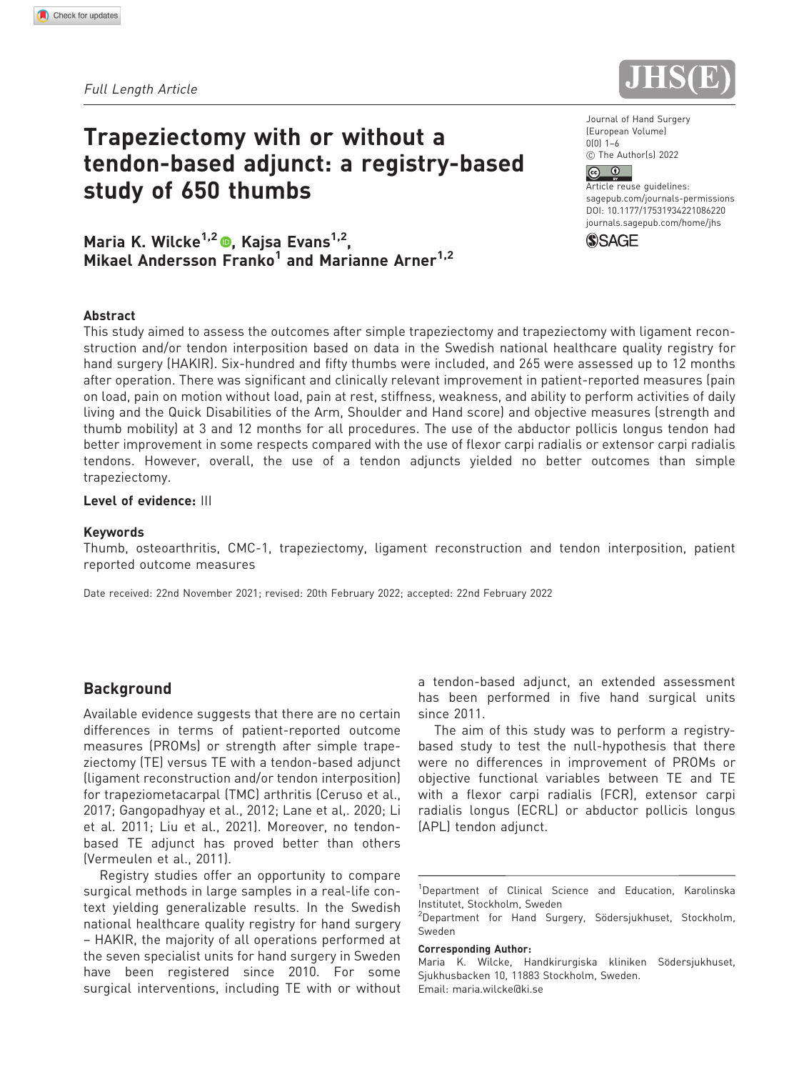*Full Length Article*

# Trapeziectomy with or without a tendon-based adjunct: a registry-based study of 650 thumbs

**Maria K. Wilcke[1,2], Kajsa Evans[1,2], Mikael Andersson Franko[1] and Marianne Arner[1,2]**

Journal of Hand Surgery (European Volume)
0(0) 1–6
© The Author(s) 2022
Article reuse guidelines: sagepub.com/journals-permissions
DOI: 10.1177/17531934221086220
journals.sagepub.com/home/jhs

## Abstract

This study aimed to assess the outcomes after simple trapeziectomy and trapeziectomy with ligament reconstruction and/or tendon interposition based on data in the Swedish national healthcare quality registry for hand surgery (HAKIR). Six-hundred and fifty thumbs were included, and 265 were assessed up to 12 months after operation. There was significant and clinically relevant improvement in patient-reported measures (pain on load, pain on motion without load, pain at rest, stiffness, weakness, and ability to perform activities of daily living and the Quick Disabilities of the Arm, Shoulder and Hand score) and objective measures (strength and thumb mobility) at 3 and 12 months for all procedures. The use of the abductor pollicis longus tendon had better improvement in some respects compared with the use of flexor carpi radialis or extensor carpi radialis tendons. However, overall, the use of a tendon adjuncts yielded no better outcomes than simple trapeziectomy.

**Level of evidence:** III

**Keywords**

Thumb, osteoarthritis, CMC-1, trapeziectomy, ligament reconstruction and tendon interposition, patient reported outcome measures

Date received: 22nd November 2021; revised: 20th February 2022; accepted: 22nd February 2022

## Background

Available evidence suggests that there are no certain differences in terms of patient-reported outcome measures (PROMs) or strength after simple trapeziectomy (TE) versus TE with a tendon-based adjunct (ligament reconstruction and/or tendon interposition) for trapeziometacarpal (TMC) arthritis (Ceruso et al., 2017; Gangopadhyay et al., 2012; Lane et al,. 2020; Li et al. 2011; Liu et al., 2021). Moreover, no tendon-based TE adjunct has proved better than others (Vermeulen et al., 2011).

Registry studies offer an opportunity to compare surgical methods in large samples in a real-life context yielding generalizable results. In the Swedish national healthcare quality registry for hand surgery – HAKIR, the majority of all operations performed at the seven specialist units for hand surgery in Sweden have been registered since 2010. For some surgical interventions, including TE with or without a tendon-based adjunct, an extended assessment has been performed in five hand surgical units since 2011.

The aim of this study was to perform a registry-based study to test the null-hypothesis that there were no differences in improvement of PROMs or objective functional variables between TE and TE with a flexor carpi radialis (FCR), extensor carpi radialis longus (ECRL) or abductor pollicis longus (APL) tendon adjunct.

[1]Department of Clinical Science and Education, Karolinska Institutet, Stockholm, Sweden
[2]Department for Hand Surgery, Södersjukhuset, Stockholm, Sweden

**Corresponding Author:**
Maria K. Wilcke, Handkirurgiska kliniken Södersjukhuset, Sjukhusbacken 10, 11883 Stockholm, Sweden.
Email: maria.wilcke@ki.se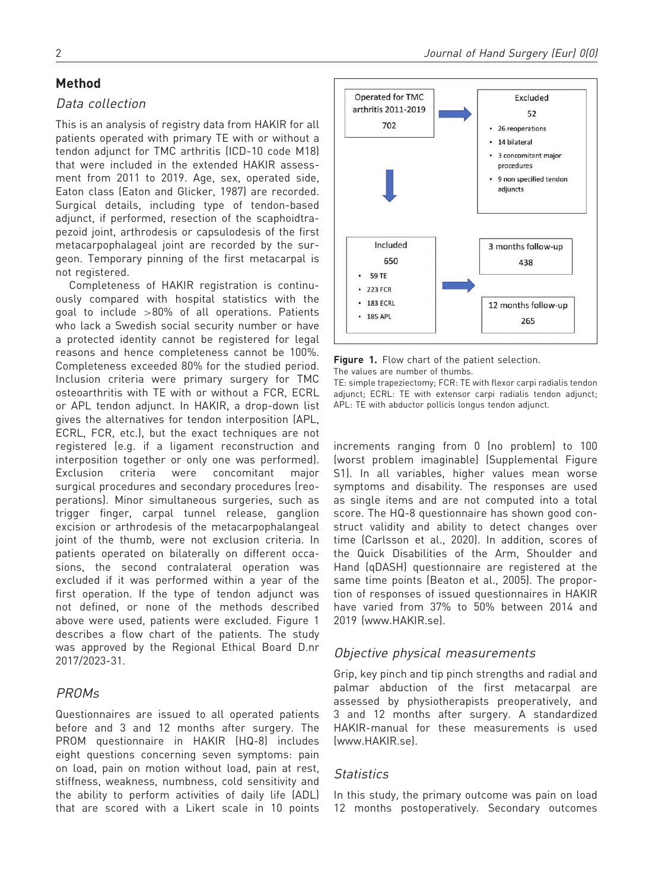## Method

### Data collection

This is an analysis of registry data from HAKIR for all patients operated with primary TE with or without a tendon adjunct for TMC arthritis (ICD-10 code M18) that were included in the extended HAKIR assessment from 2011 to 2019. Age, sex, operated side, Eaton class (Eaton and Glicker, 1987) are recorded. Surgical details, including type of tendon-based adjunct, if performed, resection of the scaphoidtrapezoid joint, arthrodesis or capsulodesis of the first metacarpophalageal joint are recorded by the surgeon. Temporary pinning of the first metacarpal is not registered.

Completeness of HAKIR registration is continuously compared with hospital statistics with the goal to include >80% of all operations. Patients who lack a Swedish social security number or have a protected identity cannot be registered for legal reasons and hence completeness cannot be 100%. Completeness exceeded 80% for the studied period. Inclusion criteria were primary surgery for TMC osteoarthritis with TE with or without a FCR, ECRL or APL tendon adjunct. In HAKIR, a drop-down list gives the alternatives for tendon interposition (APL, ECRL, FCR, etc.), but the exact techniques are not registered (e.g. if a ligament reconstruction and interposition together or only one was performed). Exclusion criteria were concomitant major surgical procedures and secondary procedures (reoperations). Minor simultaneous surgeries, such as trigger finger, carpal tunnel release, ganglion excision or arthrodesis of the metacarpophalangeal joint of the thumb, were not exclusion criteria. In patients operated on bilaterally on different occasions, the second contralateral operation was excluded if it was performed within a year of the first operation. If the type of tendon adjunct was not defined, or none of the methods described above were used, patients were excluded. Figure 1 describes a flow chart of the patients. The study was approved by the Regional Ethical Board D.nr 2017/2023-31.

Operated for TMC arthritis 2011-2019: 702

Excluded: 52
- 26 reoperations
- 14 bilateral
- 3 concomitant major procedures
- 9 non specified tendon adjuncts

Included: 650
- 59 TE
- 223 FCR
- 183 ECRL
- 185 APL

3 months follow-up: 438

12 months follow-up: 265

**Figure 1.** Flow chart of the patient selection.
The values are number of thumbs.
TE: simple trapeziectomy; FCR: TE with flexor carpi radialis tendon adjunct; ECRL: TE with extensor carpi radialis tendon adjunct; APL: TE with abductor pollicis longus tendon adjunct.

### PROMs

Questionnaires are issued to all operated patients before and 3 and 12 months after surgery. The PROM questionnaire in HAKIR (HQ-8) includes eight questions concerning seven symptoms: pain on load, pain on motion without load, pain at rest, stiffness, weakness, numbness, cold sensitivity and the ability to perform activities of daily life (ADL) that are scored with a Likert scale in 10 points increments ranging from 0 (no problem) to 100 (worst problem imaginable) (Supplemental Figure S1). In all variables, higher values mean worse symptoms and disability. The responses are used as single items and are not computed into a total score. The HQ-8 questionnaire has shown good construct validity and ability to detect changes over time (Carlsson et al., 2020). In addition, scores of the Quick Disabilities of the Arm, Shoulder and Hand (qDASH) questionnaire are registered at the same time points (Beaton et al., 2005). The proportion of responses of issued questionnaires in HAKIR have varied from 37% to 50% between 2014 and 2019 (www.HAKIR.se).

### Objective physical measurements

Grip, key pinch and tip pinch strengths and radial and palmar abduction of the first metacarpal are assessed by physiotherapists preoperatively, and 3 and 12 months after surgery. A standardized HAKIR-manual for these measurements is used (www.HAKIR.se).

### Statistics

In this study, the primary outcome was pain on load 12 months postoperatively. Secondary outcomes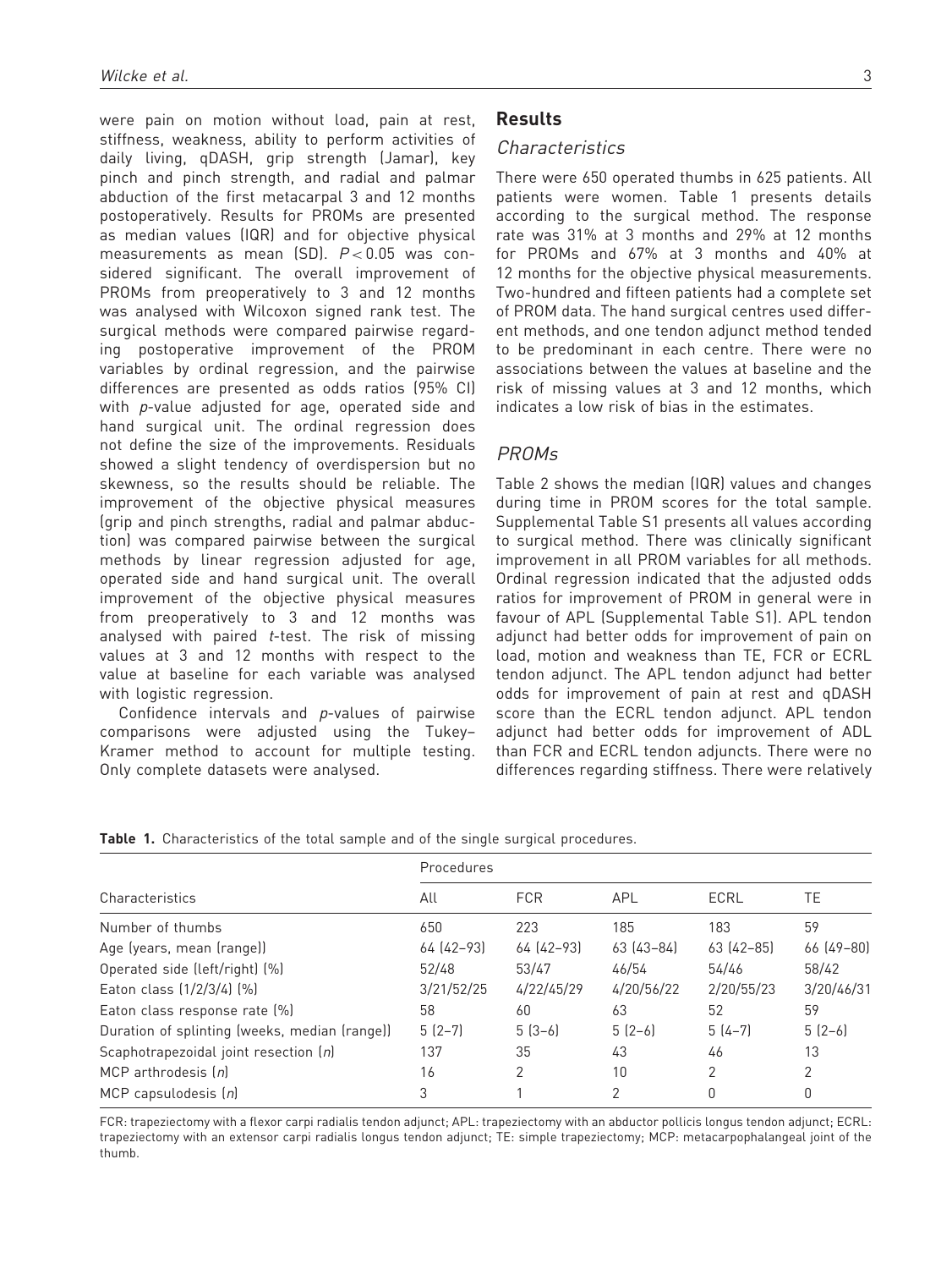were pain on motion without load, pain at rest, stiffness, weakness, ability to perform activities of daily living, qDASH, grip strength (Jamar), key pinch and pinch strength, and radial and palmar abduction of the first metacarpal 3 and 12 months postoperatively. Results for PROMs are presented as median values (IQR) and for objective physical measurements as mean (SD). $P < 0.05$ was considered significant. The overall improvement of PROMs from preoperatively to 3 and 12 months was analysed with Wilcoxon signed rank test. The surgical methods were compared pairwise regarding postoperative improvement of the PROM variables by ordinal regression, and the pairwise differences are presented as odds ratios (95% CI) with *p*-value adjusted for age, operated side and hand surgical unit. The ordinal regression does not define the size of the improvements. Residuals showed a slight tendency of overdispersion but no skewness, so the results should be reliable. The improvement of the objective physical measures (grip and pinch strengths, radial and palmar abduction) was compared pairwise between the surgical methods by linear regression adjusted for age, operated side and hand surgical unit. The overall improvement of the objective physical measures from preoperatively to 3 and 12 months was analysed with paired *t*-test. The risk of missing values at 3 and 12 months with respect to the value at baseline for each variable was analysed with logistic regression.

Confidence intervals and *p*-values of pairwise comparisons were adjusted using the Tukey–Kramer method to account for multiple testing. Only complete datasets were analysed.

## Results

### Characteristics

There were 650 operated thumbs in 625 patients. All patients were women. Table 1 presents details according to the surgical method. The response rate was 31% at 3 months and 29% at 12 months for PROMs and 67% at 3 months and 40% at 12 months for the objective physical measurements. Two-hundred and fifteen patients had a complete set of PROM data. The hand surgical centres used different methods, and one tendon adjunct method tended to be predominant in each centre. There were no associations between the values at baseline and the risk of missing values at 3 and 12 months, which indicates a low risk of bias in the estimates.

### PROMs

Table 2 shows the median (IQR) values and changes during time in PROM scores for the total sample. Supplemental Table S1 presents all values according to surgical method. There was clinically significant improvement in all PROM variables for all methods. Ordinal regression indicated that the adjusted odds ratios for improvement of PROM in general were in favour of APL (Supplemental Table S1). APL tendon adjunct had better odds for improvement of pain on load, motion and weakness than TE, FCR or ECRL tendon adjunct. The APL tendon adjunct had better odds for improvement of pain at rest and qDASH score than the ECRL tendon adjunct. APL tendon adjunct had better odds for improvement of ADL than FCR and ECRL tendon adjuncts. There were no differences regarding stiffness. There were relatively

**Table 1.** Characteristics of the total sample and of the single surgical procedures.

| Characteristics | Procedures | | | | |
|---|---|---|---|---|---|
| | All | FCR | APL | ECRL | TE |
| Number of thumbs | 650 | 223 | 185 | 183 | 59 |
| Age (years, mean (range)) | 64 (42–93) | 64 (42–93) | 63 (43–84) | 63 (42–85) | 66 (49–80) |
| Operated side (left/right) (%) | 52/48 | 53/47 | 46/54 | 54/46 | 58/42 |
| Eaton class (1/2/3/4) (%) | 3/21/52/25 | 4/22/45/29 | 4/20/56/22 | 2/20/55/23 | 3/20/46/31 |
| Eaton class response rate (%) | 58 | 60 | 63 | 52 | 59 |
| Duration of splinting (weeks, median (range)) | 5 (2–7) | 5 (3–6) | 5 (2–6) | 5 (4–7) | 5 (2–6) |
| Scaphotrapezoidal joint resection (*n*) | 137 | 35 | 43 | 46 | 13 |
| MCP arthrodesis (*n*) | 16 | 2 | 10 | 2 | 2 |
| MCP capsulodesis (*n*) | 3 | 1 | 2 | 0 | 0 |

FCR: trapeziectomy with a flexor carpi radialis tendon adjunct; APL: trapeziectomy with an abductor pollicis longus tendon adjunct; ECRL: trapeziectomy with an extensor carpi radialis longus tendon adjunct; TE: simple trapeziectomy; MCP: metacarpophalangeal joint of the thumb.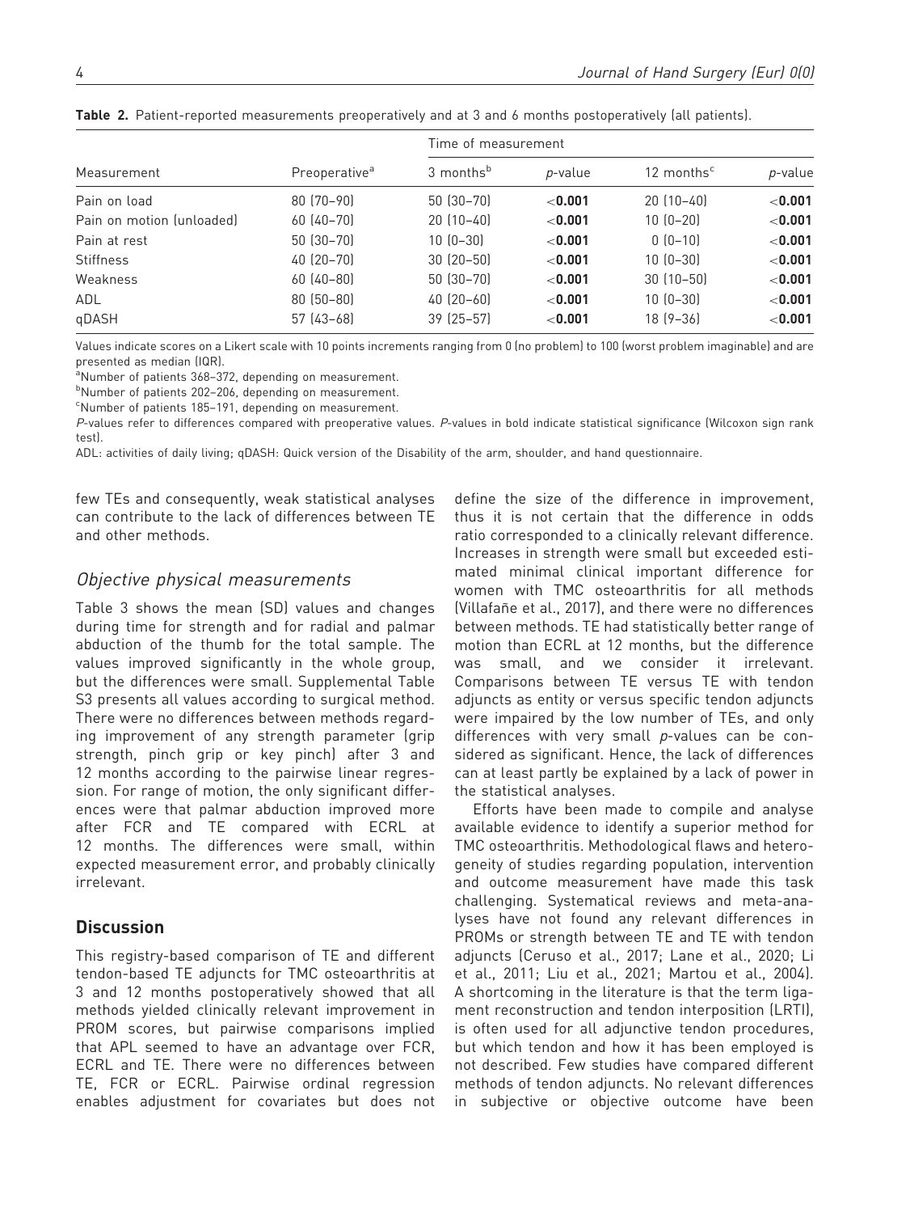**Table 2.** Patient-reported measurements preoperatively and at 3 and 6 months postoperatively (all patients).

| Measurement | Preoperative[a] | Time of measurement | | | |
|---|---|---|---|---|---|
| | | 3 months[b] | *p*-value | 12 months[c] | *p*-value |
| Pain on load | 80 (70–90) | 50 (30–70) | <**0.001** | 20 (10–40) | <**0.001** |
| Pain on motion (unloaded) | 60 (40–70) | 20 (10–40) | <**0.001** | 10 (0–20) | <**0.001** |
| Pain at rest | 50 (30–70) | 10 (0–30) | <**0.001** | 0 (0–10) | <**0.001** |
| Stiffness | 40 (20–70) | 30 (20–50) | <**0.001** | 10 (0–30) | <**0.001** |
| Weakness | 60 (40–80) | 50 (30–70) | <**0.001** | 30 (10–50) | <**0.001** |
| ADL | 80 (50–80) | 40 (20–60) | <**0.001** | 10 (0–30) | <**0.001** |
| qDASH | 57 (43–68) | 39 (25–57) | <**0.001** | 18 (9–36) | <**0.001** |

Values indicate scores on a Likert scale with 10 points increments ranging from 0 (no problem) to 100 (worst problem imaginable) and are presented as median (IQR).

[a]Number of patients 368–372, depending on measurement.

[b]Number of patients 202–206, depending on measurement.

[c]Number of patients 185–191, depending on measurement.

*P*-values refer to differences compared with preoperative values. *P*-values in bold indicate statistical significance (Wilcoxon sign rank test).

ADL: activities of daily living; qDASH: Quick version of the Disability of the arm, shoulder, and hand questionnaire.

few TEs and consequently, weak statistical analyses can contribute to the lack of differences between TE and other methods.

### *Objective physical measurements*

Table 3 shows the mean (SD) values and changes during time for strength and for radial and palmar abduction of the thumb for the total sample. The values improved significantly in the whole group, but the differences were small. Supplemental Table S3 presents all values according to surgical method. There were no differences between methods regarding improvement of any strength parameter (grip strength, pinch grip or key pinch) after 3 and 12 months according to the pairwise linear regression. For range of motion, the only significant differences were that palmar abduction improved more after FCR and TE compared with ECRL at 12 months. The differences were small, within expected measurement error, and probably clinically irrelevant.

## Discussion

This registry-based comparison of TE and different tendon-based TE adjuncts for TMC osteoarthritis at 3 and 12 months postoperatively showed that all methods yielded clinically relevant improvement in PROM scores, but pairwise comparisons implied that APL seemed to have an advantage over FCR, ECRL and TE. There were no differences between TE, FCR or ECRL. Pairwise ordinal regression enables adjustment for covariates but does not define the size of the difference in improvement, thus it is not certain that the difference in odds ratio corresponded to a clinically relevant difference. Increases in strength were small but exceeded estimated minimal clinical important difference for women with TMC osteoarthritis for all methods (Villafañe et al., 2017), and there were no differences between methods. TE had statistically better range of motion than ECRL at 12 months, but the difference was small, and we consider it irrelevant. Comparisons between TE versus TE with tendon adjuncts as entity or versus specific tendon adjuncts were impaired by the low number of TEs, and only differences with very small *p*-values can be considered as significant. Hence, the lack of differences can at least partly be explained by a lack of power in the statistical analyses.

Efforts have been made to compile and analyse available evidence to identify a superior method for TMC osteoarthritis. Methodological flaws and heterogeneity of studies regarding population, intervention and outcome measurement have made this task challenging. Systematical reviews and meta-analyses have not found any relevant differences in PROMs or strength between TE and TE with tendon adjuncts (Ceruso et al., 2017; Lane et al., 2020; Li et al., 2011; Liu et al., 2021; Martou et al., 2004). A shortcoming in the literature is that the term ligament reconstruction and tendon interposition (LRTI), is often used for all adjunctive tendon procedures, but which tendon and how it has been employed is not described. Few studies have compared different methods of tendon adjuncts. No relevant differences in subjective or objective outcome have been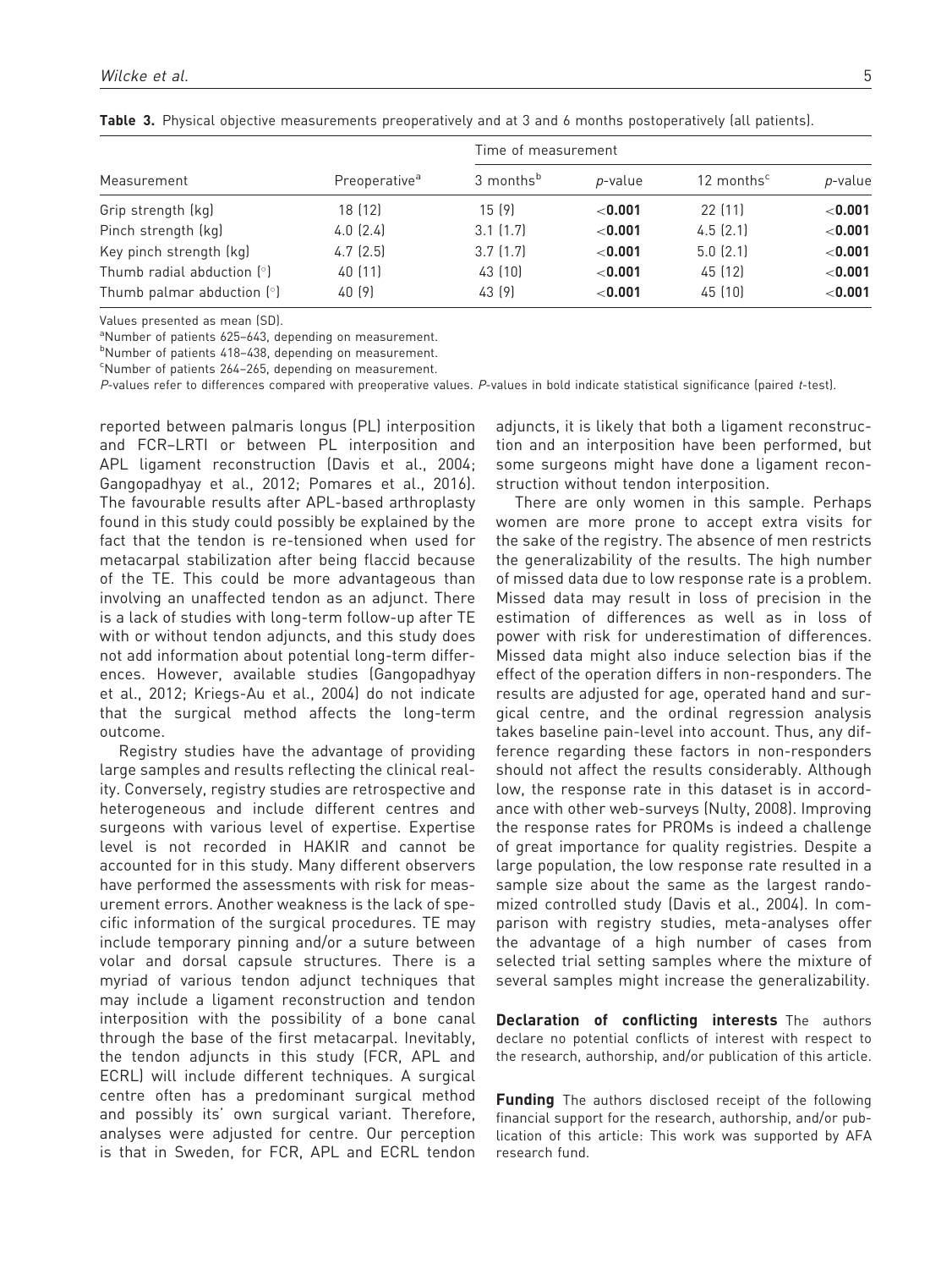**Table 3.** Physical objective measurements preoperatively and at 3 and 6 months postoperatively (all patients).

| Measurement | Preoperative[a] | Time of measurement | | | |
|---|---|---|---|---|---|
| | | 3 months[b] | *p*-value | 12 months[c] | *p*-value |
| Grip strength (kg) | 18 (12) | 15 (9) | **<0.001** | 22 (11) | **<0.001** |
| Pinch strength (kg) | 4.0 (2.4) | 3.1 (1.7) | **<0.001** | 4.5 (2.1) | **<0.001** |
| Key pinch strength (kg) | 4.7 (2.5) | 3.7 (1.7) | **<0.001** | 5.0 (2.1) | **<0.001** |
| Thumb radial abduction (°) | 40 (11) | 43 (10) | **<0.001** | 45 (12) | **<0.001** |
| Thumb palmar abduction (°) | 40 (9) | 43 (9) | **<0.001** | 45 (10) | **<0.001** |

Values presented as mean (SD).

[a]Number of patients 625–643, depending on measurement.

[b]Number of patients 418–438, depending on measurement.

[c]Number of patients 264–265, depending on measurement.

*P*-values refer to differences compared with preoperative values. *P*-values in bold indicate statistical significance (paired *t*-test).

reported between palmaris longus (PL) interposition and FCR–LRTI or between PL interposition and APL ligament reconstruction (Davis et al., 2004; Gangopadhyay et al., 2012; Pomares et al., 2016). The favourable results after APL-based arthroplasty found in this study could possibly be explained by the fact that the tendon is re-tensioned when used for metacarpal stabilization after being flaccid because of the TE. This could be more advantageous than involving an unaffected tendon as an adjunct. There is a lack of studies with long-term follow-up after TE with or without tendon adjuncts, and this study does not add information about potential long-term differences. However, available studies (Gangopadhyay et al., 2012; Kriegs-Au et al., 2004) do not indicate that the surgical method affects the long-term outcome.

Registry studies have the advantage of providing large samples and results reflecting the clinical reality. Conversely, registry studies are retrospective and heterogeneous and include different centres and surgeons with various level of expertise. Expertise level is not recorded in HAKIR and cannot be accounted for in this study. Many different observers have performed the assessments with risk for measurement errors. Another weakness is the lack of specific information of the surgical procedures. TE may include temporary pinning and/or a suture between volar and dorsal capsule structures. There is a myriad of various tendon adjunct techniques that may include a ligament reconstruction and tendon interposition with the possibility of a bone canal through the base of the first metacarpal. Inevitably, the tendon adjuncts in this study (FCR, APL and ECRL) will include different techniques. A surgical centre often has a predominant surgical method and possibly its' own surgical variant. Therefore, analyses were adjusted for centre. Our perception is that in Sweden, for FCR, APL and ECRL tendon adjuncts, it is likely that both a ligament reconstruction and an interposition have been performed, but some surgeons might have done a ligament reconstruction without tendon interposition.

There are only women in this sample. Perhaps women are more prone to accept extra visits for the sake of the registry. The absence of men restricts the generalizability of the results. The high number of missed data due to low response rate is a problem. Missed data may result in loss of precision in the estimation of differences as well as in loss of power with risk for underestimation of differences. Missed data might also induce selection bias if the effect of the operation differs in non-responders. The results are adjusted for age, operated hand and surgical centre, and the ordinal regression analysis takes baseline pain-level into account. Thus, any difference regarding these factors in non-responders should not affect the results considerably. Although low, the response rate in this dataset is in accordance with other web-surveys (Nulty, 2008). Improving the response rates for PROMs is indeed a challenge of great importance for quality registries. Despite a large population, the low response rate resulted in a sample size about the same as the largest randomized controlled study (Davis et al., 2004). In comparison with registry studies, meta-analyses offer the advantage of a high number of cases from selected trial setting samples where the mixture of several samples might increase the generalizability.

**Declaration of conflicting interests** The authors declare no potential conflicts of interest with respect to the research, authorship, and/or publication of this article.

**Funding** The authors disclosed receipt of the following financial support for the research, authorship, and/or publication of this article: This work was supported by AFA research fund.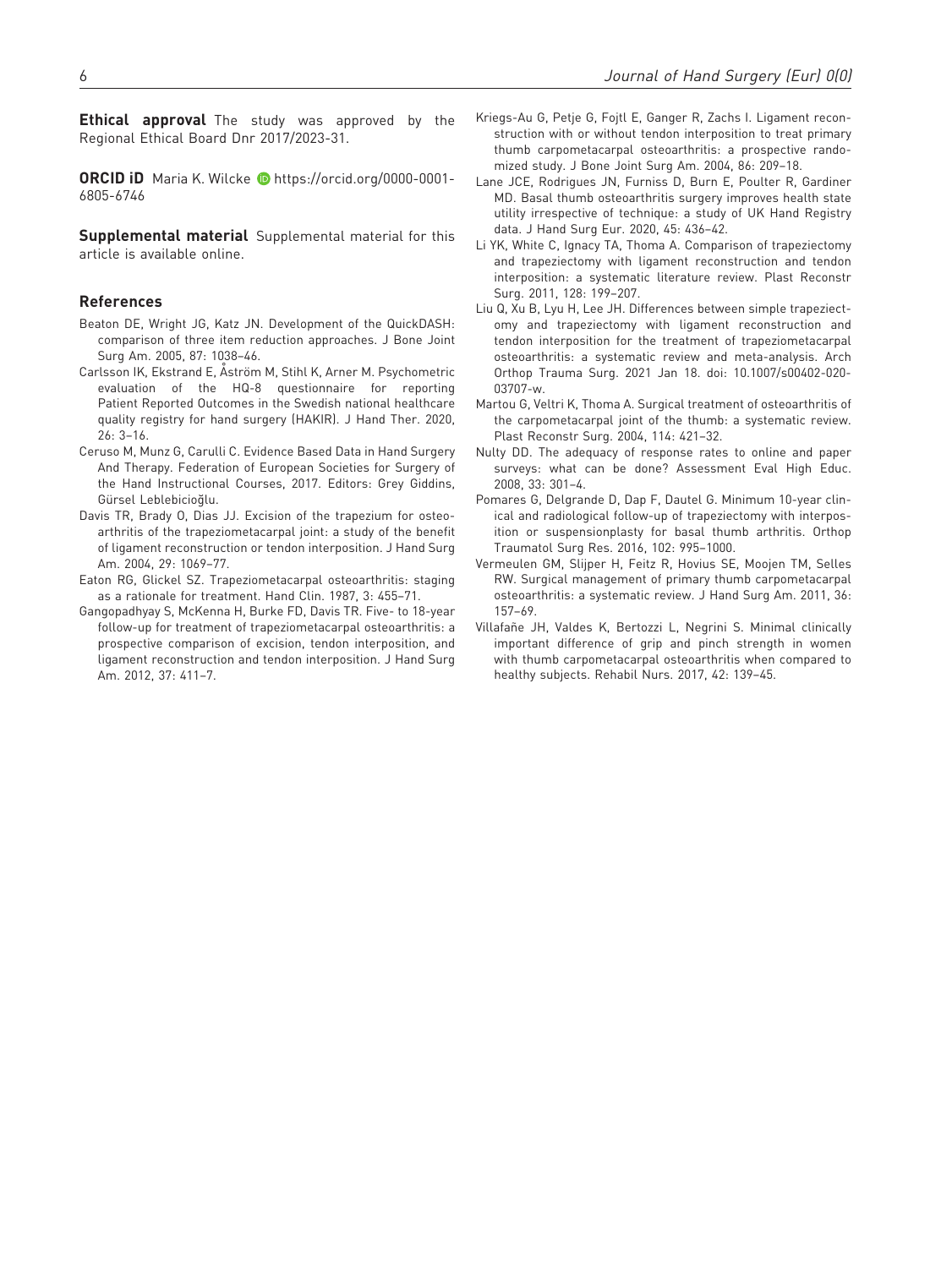**Ethical approval** The study was approved by the Regional Ethical Board Dnr 2017/2023-31.

**ORCID iD** Maria K. Wilcke https://orcid.org/0000-0001-6805-6746

**Supplemental material** Supplemental material for this article is available online.

## References

Beaton DE, Wright JG, Katz JN. Development of the QuickDASH: comparison of three item reduction approaches. J Bone Joint Surg Am. 2005, 87: 1038–46.

Carlsson IK, Ekstrand E, Åström M, Stihl K, Arner M. Psychometric evaluation of the HQ-8 questionnaire for reporting Patient Reported Outcomes in the Swedish national healthcare quality registry for hand surgery (HAKIR). J Hand Ther. 2020, 26: 3–16.

Ceruso M, Munz G, Carulli C. Evidence Based Data in Hand Surgery And Therapy. Federation of European Societies for Surgery of the Hand Instructional Courses, 2017. Editors: Grey Giddins, Gürsel Leblebicioğlu.

Davis TR, Brady O, Dias JJ. Excision of the trapezium for osteoarthritis of the trapeziometacarpal joint: a study of the benefit of ligament reconstruction or tendon interposition. J Hand Surg Am. 2004, 29: 1069–77.

Eaton RG, Glickel SZ. Trapeziometacarpal osteoarthritis: staging as a rationale for treatment. Hand Clin. 1987, 3: 455–71.

Gangopadhyay S, McKenna H, Burke FD, Davis TR. Five- to 18-year follow-up for treatment of trapeziometacarpal osteoarthritis: a prospective comparison of excision, tendon interposition, and ligament reconstruction and tendon interposition. J Hand Surg Am. 2012, 37: 411–7.

Kriegs-Au G, Petje G, Fojtl E, Ganger R, Zachs I. Ligament reconstruction with or without tendon interposition to treat primary thumb carpometacarpal osteoarthritis: a prospective randomized study. J Bone Joint Surg Am. 2004, 86: 209–18.

Lane JCE, Rodrigues JN, Furniss D, Burn E, Poulter R, Gardiner MD. Basal thumb osteoarthritis surgery improves health state utility irrespective of technique: a study of UK Hand Registry data. J Hand Surg Eur. 2020, 45: 436–42.

Li YK, White C, Ignacy TA, Thoma A. Comparison of trapeziectomy and trapeziectomy with ligament reconstruction and tendon interposition: a systematic literature review. Plast Reconstr Surg. 2011, 128: 199–207.

Liu Q, Xu B, Lyu H, Lee JH. Differences between simple trapeziectomy and trapeziectomy with ligament reconstruction and tendon interposition for the treatment of trapeziometacarpal osteoarthritis: a systematic review and meta-analysis. Arch Orthop Trauma Surg. 2021 Jan 18. doi: 10.1007/s00402-020-03707-w.

Martou G, Veltri K, Thoma A. Surgical treatment of osteoarthritis of the carpometacarpal joint of the thumb: a systematic review. Plast Reconstr Surg. 2004, 114: 421–32.

Nulty DD. The adequacy of response rates to online and paper surveys: what can be done? Assessment Eval High Educ. 2008, 33: 301–4.

Pomares G, Delgrande D, Dap F, Dautel G. Minimum 10-year clinical and radiological follow-up of trapeziectomy with interposition or suspensionplasty for basal thumb arthritis. Orthop Traumatol Surg Res. 2016, 102: 995–1000.

Vermeulen GM, Slijper H, Feitz R, Hovius SE, Moojen TM, Selles RW. Surgical management of primary thumb carpometacarpal osteoarthritis: a systematic review. J Hand Surg Am. 2011, 36: 157–69.

Villafañe JH, Valdes K, Bertozzi L, Negrini S. Minimal clinically important difference of grip and pinch strength in women with thumb carpometacarpal osteoarthritis when compared to healthy subjects. Rehabil Nurs. 2017, 42: 139–45.